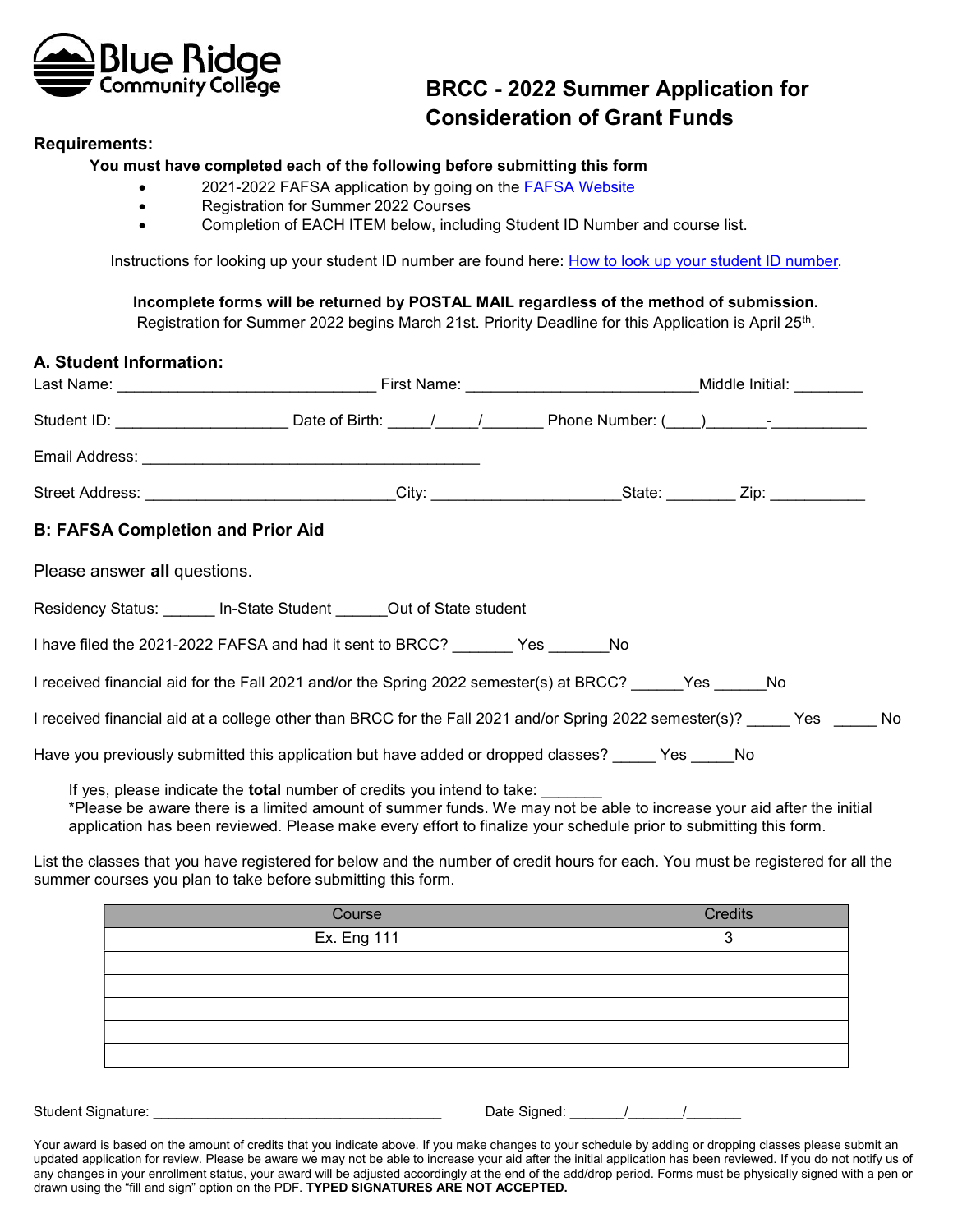Blue Ridge Community College

# BRCC - 2022 Summer Application for Consideration of Grant Funds

**Requirements:**

**You must have completed each of the following before submitting this form**

- 2021-2022 FAFSA application by going on the FAFSA Website
- Registration for Summer 2022 Courses
- Completion of EACH ITEM below, including Student ID Number and course list.

Instructions for looking up your student ID number are found here: How to look up your student ID number.

**Incomplete forms will be returned by POSTAL MAIL regardless of the method of submission.**
Registration for Summer 2022 begins March 21st. Priority Deadline for this Application is April 25th.

## A. Student Information:

Last Name: ______________________________ First Name: __________________________ Middle Initial: ________

Student ID: ___________________ Date of Birth: _____/_____/_______ Phone Number: (____)_______-___________

Email Address: ______________________________________

Street Address: ____________________________ City: _____________________ State: ________ Zip: ___________

## B: FAFSA Completion and Prior Aid

Please answer **all** questions.

Residency Status: ______ In-State Student ______ Out of State student

I have filed the 2021-2022 FAFSA and had it sent to BRCC? _______ Yes _______ No

I received financial aid for the Fall 2021 and/or the Spring 2022 semester(s) at BRCC? ______ Yes ______ No

I received financial aid at a college other than BRCC for the Fall 2021 and/or Spring 2022 semester(s)? _____ Yes _____ No

Have you previously submitted this application but have added or dropped classes? _____ Yes _____ No

If yes, please indicate the **total** number of credits you intend to take: _______
*Please be aware there is a limited amount of summer funds. We may not be able to increase your aid after the initial application has been reviewed. Please make every effort to finalize your schedule prior to submitting this form.

List the classes that you have registered for below and the number of credit hours for each. You must be registered for all the summer courses you plan to take before submitting this form.

| Course | Credits |
|---|---|
| Ex. Eng 111 | 3 |
| | |
| | |
| | |
| | |
| | |

Student Signature: __________________________________ Date Signed: _______/_______/_______

Your award is based on the amount of credits that you indicate above. If you make changes to your schedule by adding or dropping classes please submit an updated application for review. Please be aware we may not be able to increase your aid after the initial application has been reviewed. If you do not notify us of any changes in your enrollment status, your award will be adjusted accordingly at the end of the add/drop period. Forms must be physically signed with a pen or drawn using the "fill and sign" option on the PDF. **TYPED SIGNATURES ARE NOT ACCEPTED.**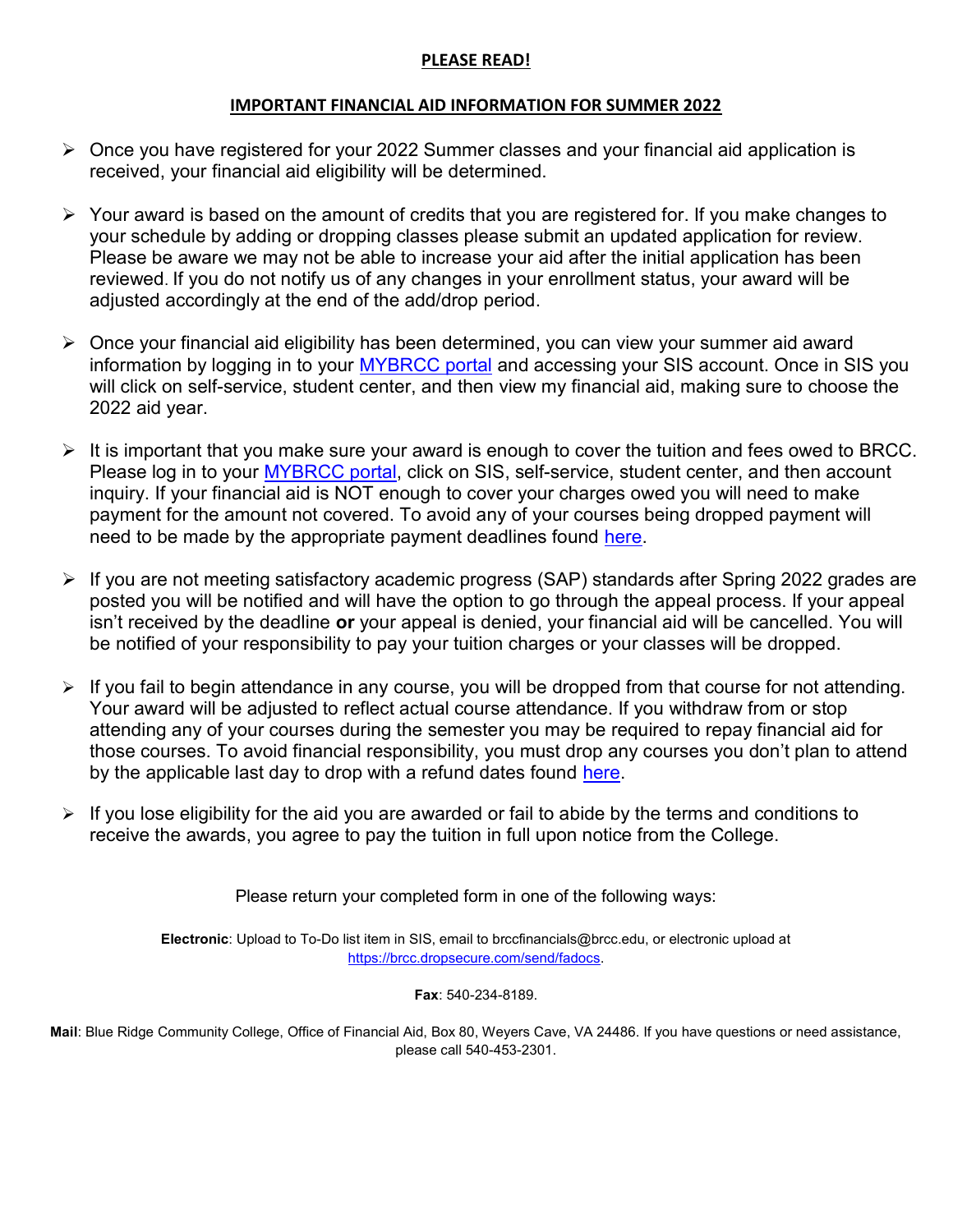**PLEASE READ!**

**IMPORTANT FINANCIAL AID INFORMATION FOR SUMMER 2022**

- Once you have registered for your 2022 Summer classes and your financial aid application is received, your financial aid eligibility will be determined.
- Your award is based on the amount of credits that you are registered for. If you make changes to your schedule by adding or dropping classes please submit an updated application for review. Please be aware we may not be able to increase your aid after the initial application has been reviewed. If you do not notify us of any changes in your enrollment status, your award will be adjusted accordingly at the end of the add/drop period.
- Once your financial aid eligibility has been determined, you can view your summer aid award information by logging in to your MYBRCC portal and accessing your SIS account. Once in SIS you will click on self-service, student center, and then view my financial aid, making sure to choose the 2022 aid year.
- It is important that you make sure your award is enough to cover the tuition and fees owed to BRCC. Please log in to your MYBRCC portal, click on SIS, self-service, student center, and then account inquiry. If your financial aid is NOT enough to cover your charges owed you will need to make payment for the amount not covered. To avoid any of your courses being dropped payment will need to be made by the appropriate payment deadlines found here.
- If you are not meeting satisfactory academic progress (SAP) standards after Spring 2022 grades are posted you will be notified and will have the option to go through the appeal process. If your appeal isn't received by the deadline **or** your appeal is denied, your financial aid will be cancelled. You will be notified of your responsibility to pay your tuition charges or your classes will be dropped.
- If you fail to begin attendance in any course, you will be dropped from that course for not attending. Your award will be adjusted to reflect actual course attendance. If you withdraw from or stop attending any of your courses during the semester you may be required to repay financial aid for those courses. To avoid financial responsibility, you must drop any courses you don't plan to attend by the applicable last day to drop with a refund dates found here.
- If you lose eligibility for the aid you are awarded or fail to abide by the terms and conditions to receive the awards, you agree to pay the tuition in full upon notice from the College.

Please return your completed form in one of the following ways:

**Electronic**: Upload to To-Do list item in SIS, email to brccfinancials@brcc.edu, or electronic upload at https://brcc.dropsecure.com/send/fadocs.

**Fax**: 540-234-8189.

**Mail**: Blue Ridge Community College, Office of Financial Aid, Box 80, Weyers Cave, VA 24486. If you have questions or need assistance, please call 540-453-2301.